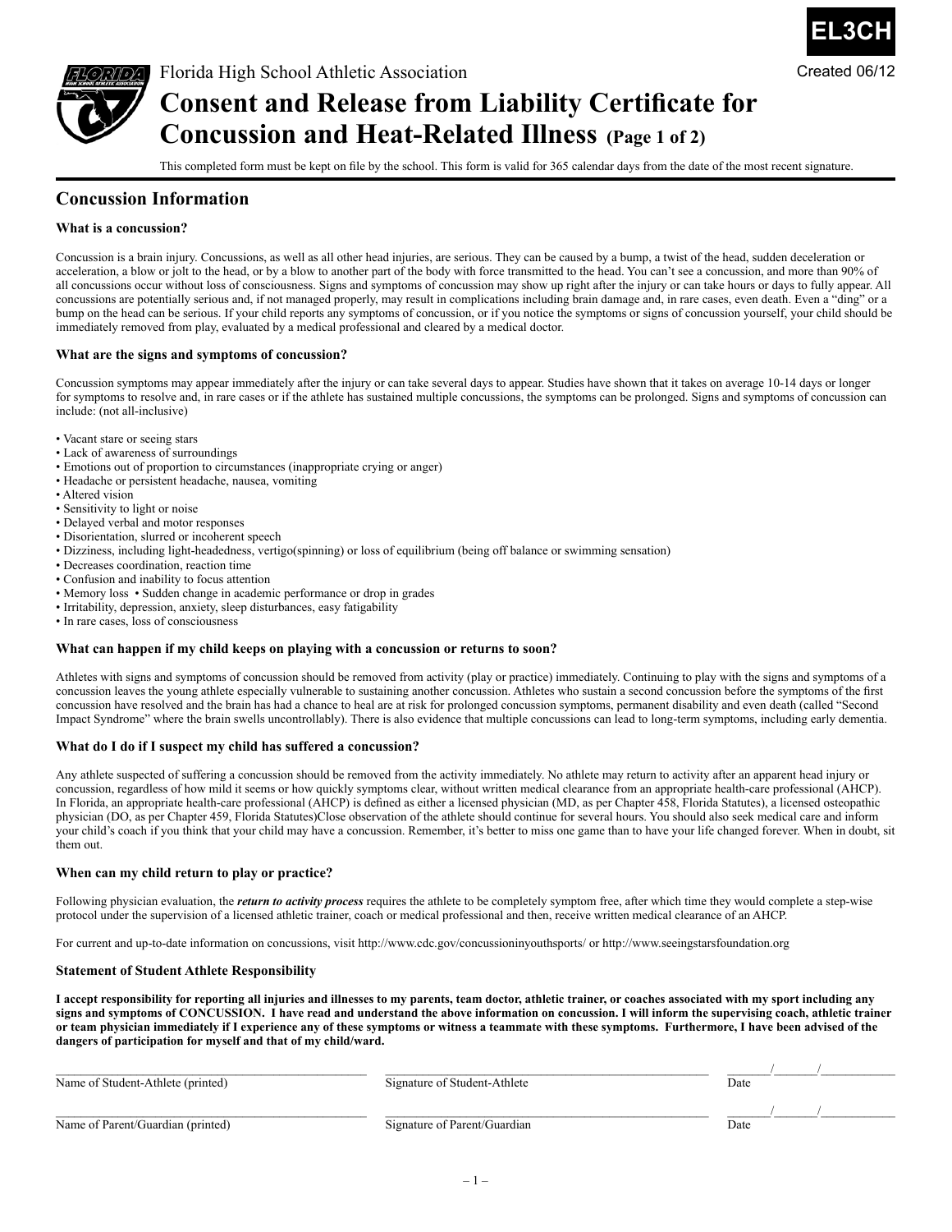EL3CH

Created 06/12

Florida High School Athletic Association

# Consent and Release from Liability Certificate for Concussion and Heat-Related Illness (Page 1 of 2)

This completed form must be kept on file by the school. This form is valid for 365 calendar days from the date of the most recent signature.

## Concussion Information

### What is a concussion?

Concussion is a brain injury. Concussions, as well as all other head injuries, are serious. They can be caused by a bump, a twist of the head, sudden deceleration or acceleration, a blow or jolt to the head, or by a blow to another part of the body with force transmitted to the head. You can't see a concussion, and more than 90% of all concussions occur without loss of consciousness. Signs and symptoms of concussion may show up right after the injury or can take hours or days to fully appear. All concussions are potentially serious and, if not managed properly, may result in complications including brain damage and, in rare cases, even death. Even a "ding" or a bump on the head can be serious. If your child reports any symptoms of concussion, or if you notice the symptoms or signs of concussion yourself, your child should be immediately removed from play, evaluated by a medical professional and cleared by a medical doctor.

### What are the signs and symptoms of concussion?

Concussion symptoms may appear immediately after the injury or can take several days to appear. Studies have shown that it takes on average 10-14 days or longer for symptoms to resolve and, in rare cases or if the athlete has sustained multiple concussions, the symptoms can be prolonged. Signs and symptoms of concussion can include: (not all-inclusive)

- Vacant stare or seeing stars
- Lack of awareness of surroundings
- Emotions out of proportion to circumstances (inappropriate crying or anger)
- Headache or persistent headache, nausea, vomiting
- Altered vision
- Sensitivity to light or noise
- Delayed verbal and motor responses
- Disorientation, slurred or incoherent speech
- Dizziness, including light-headedness, vertigo(spinning) or loss of equilibrium (being off balance or swimming sensation)
- Decreases coordination, reaction time
- Confusion and inability to focus attention
- Memory loss • Sudden change in academic performance or drop in grades
- Irritability, depression, anxiety, sleep disturbances, easy fatigability
- In rare cases, loss of consciousness

### What can happen if my child keeps on playing with a concussion or returns to soon?

Athletes with signs and symptoms of concussion should be removed from activity (play or practice) immediately. Continuing to play with the signs and symptoms of a concussion leaves the young athlete especially vulnerable to sustaining another concussion. Athletes who sustain a second concussion before the symptoms of the first concussion have resolved and the brain has had a chance to heal are at risk for prolonged concussion symptoms, permanent disability and even death (called "Second Impact Syndrome" where the brain swells uncontrollably). There is also evidence that multiple concussions can lead to long-term symptoms, including early dementia.

### What do I do if I suspect my child has suffered a concussion?

Any athlete suspected of suffering a concussion should be removed from the activity immediately. No athlete may return to activity after an apparent head injury or concussion, regardless of how mild it seems or how quickly symptoms clear, without written medical clearance from an appropriate health-care professional (AHCP). In Florida, an appropriate health-care professional (AHCP) is defined as either a licensed physician (MD, as per Chapter 458, Florida Statutes), a licensed osteopathic physician (DO, as per Chapter 459, Florida Statutes)Close observation of the athlete should continue for several hours. You should also seek medical care and inform your child's coach if you think that your child may have a concussion. Remember, it's better to miss one game than to have your life changed forever. When in doubt, sit them out.

### When can my child return to play or practice?

Following physician evaluation, the ***return to activity process*** requires the athlete to be completely symptom free, after which time they would complete a step-wise protocol under the supervision of a licensed athletic trainer, coach or medical professional and then, receive written medical clearance of an AHCP.

For current and up-to-date information on concussions, visit http://www.cdc.gov/concussioninyouthsports/ or http://www.seeingstarsfoundation.org

### Statement of Student Athlete Responsibility

**I accept responsibility for reporting all injuries and illnesses to my parents, team doctor, athletic trainer, or coaches associated with my sport including any signs and symptoms of CONCUSSION. I have read and understand the above information on concussion. I will inform the supervising coach, athletic trainer or team physician immediately if I experience any of these symptoms or witness a teammate with these symptoms. Furthermore, I have been advised of the dangers of participation for myself and that of my child/ward.**

\_\_\_\_\_\_\_\_\_\_\_\_\_\_\_\_\_\_\_\_\_\_\_\_\_\_\_\_\_ Name of Student-Athlete (printed) &nbsp;&nbsp; \_\_\_\_\_\_\_\_\_\_\_\_\_\_\_\_\_\_\_\_\_\_\_\_\_\_\_\_\_ Signature of Student-Athlete &nbsp;&nbsp; \_\_\_\_/\_\_\_\_/\_\_\_\_\_\_ Date

\_\_\_\_\_\_\_\_\_\_\_\_\_\_\_\_\_\_\_\_\_\_\_\_\_\_\_\_\_ Name of Parent/Guardian (printed) &nbsp;&nbsp; \_\_\_\_\_\_\_\_\_\_\_\_\_\_\_\_\_\_\_\_\_\_\_\_\_\_\_\_\_ Signature of Parent/Guardian &nbsp;&nbsp; \_\_\_\_/\_\_\_\_/\_\_\_\_\_\_ Date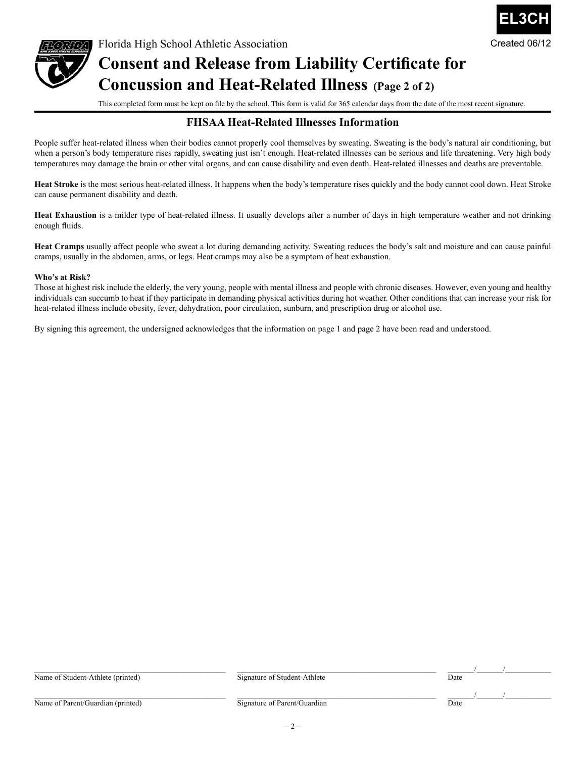EL3CH

Created 06/12

Florida High School Athletic Association

# Consent and Release from Liability Certificate for Concussion and Heat-Related Illness (Page 2 of 2)

This completed form must be kept on file by the school. This form is valid for 365 calendar days from the date of the most recent signature.

## FHSAA Heat-Related Illnesses Information

People suffer heat-related illness when their bodies cannot properly cool themselves by sweating. Sweating is the body's natural air conditioning, but when a person's body temperature rises rapidly, sweating just isn't enough. Heat-related illnesses can be serious and life threatening. Very high body temperatures may damage the brain or other vital organs, and can cause disability and even death. Heat-related illnesses and deaths are preventable.

**Heat Stroke** is the most serious heat-related illness. It happens when the body's temperature rises quickly and the body cannot cool down. Heat Stroke can cause permanent disability and death.

**Heat Exhaustion** is a milder type of heat-related illness. It usually develops after a number of days in high temperature weather and not drinking enough fluids.

**Heat Cramps** usually affect people who sweat a lot during demanding activity. Sweating reduces the body's salt and moisture and can cause painful cramps, usually in the abdomen, arms, or legs. Heat cramps may also be a symptom of heat exhaustion.

**Who's at Risk?**
Those at highest risk include the elderly, the very young, people with mental illness and people with chronic diseases. However, even young and healthy individuals can succumb to heat if they participate in demanding physical activities during hot weather. Other conditions that can increase your risk for heat-related illness include obesity, fever, dehydration, poor circulation, sunburn, and prescription drug or alcohol use.

By signing this agreement, the undersigned acknowledges that the information on page 1 and page 2 have been read and understood.

| | | |
|---|---|---|
| ______________________________ | ______________________________ | ____/____/______ |
| Name of Student-Athlete (printed) | Signature of Student-Athlete | Date |
| ______________________________ | ______________________________ | ____/____/______ |
| Name of Parent/Guardian (printed) | Signature of Parent/Guardian | Date |